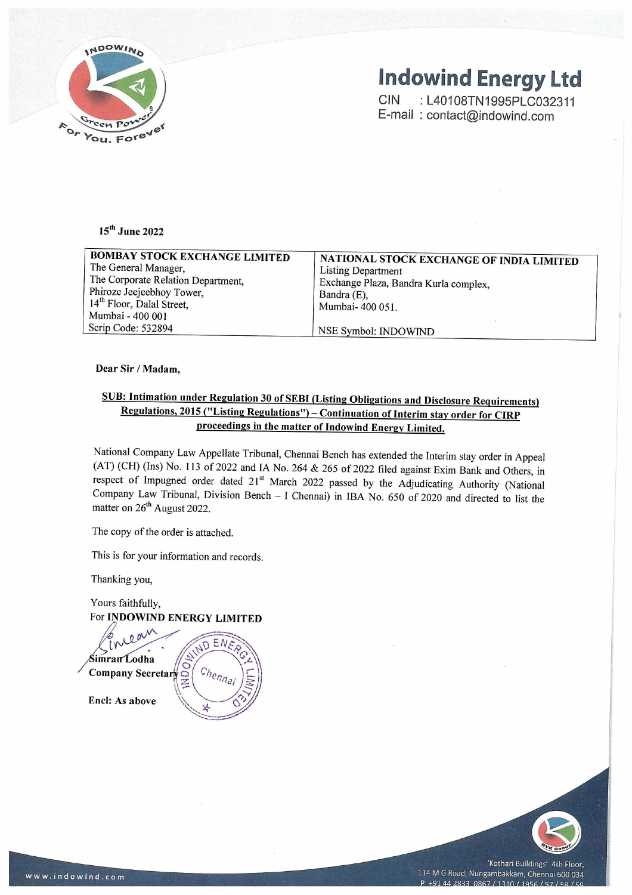# Indowind Energy Ltd

CIN : L40108TN1995PLC032311
E-mail : contact@indowind.com

**15th June 2022**

| **BOMBAY STOCK EXCHANGE LIMITED**<br>The General Manager,<br>The Corporate Relation Department,<br>Phiroze Jeejeebhoy Tower,<br>14th Floor, Dalal Street,<br>Mumbai - 400 001<br>Scrip Code: 532894 | **NATIONAL STOCK EXCHANGE OF INDIA LIMITED**<br>Listing Department<br>Exchange Plaza, Bandra Kurla complex,<br>Bandra (E),<br>Mumbai- 400 051.<br><br>NSE Symbol: INDOWIND |
|---|---|

**Dear Sir / Madam,**

**SUB: Intimation under Regulation 30 of SEBI (Listing Obligations and Disclosure Requirements) Regulations, 2015 ("Listing Regulations") – Continuation of Interim stay order for CIRP proceedings in the matter of Indowind Energy Limited.**

National Company Law Appellate Tribunal, Chennai Bench has extended the Interim stay order in Appeal (AT) (CH) (Ins) No. 113 of 2022 and IA No. 264 & 265 of 2022 filed against Exim Bank and Others, in respect of Impugned order dated 21st March 2022 passed by the Adjudicating Authority (National Company Law Tribunal, Division Bench – I Chennai) in IBA No. 650 of 2020 and directed to list the matter on 26th August 2022.

The copy of the order is attached.

This is for your information and records.

Thanking you,

Yours faithfully,
For **INDOWIND ENERGY LIMITED**

Simran Lodha
**Company Secretary**

**Encl: As above**

'Kothari Buildings' 4th Floor,
114 M G Road, Nungambakkam, Chennai 600 034
P +91 44 2833 0867 / 1310 / 1956 / 57 / 58 / 59

www.indowind.com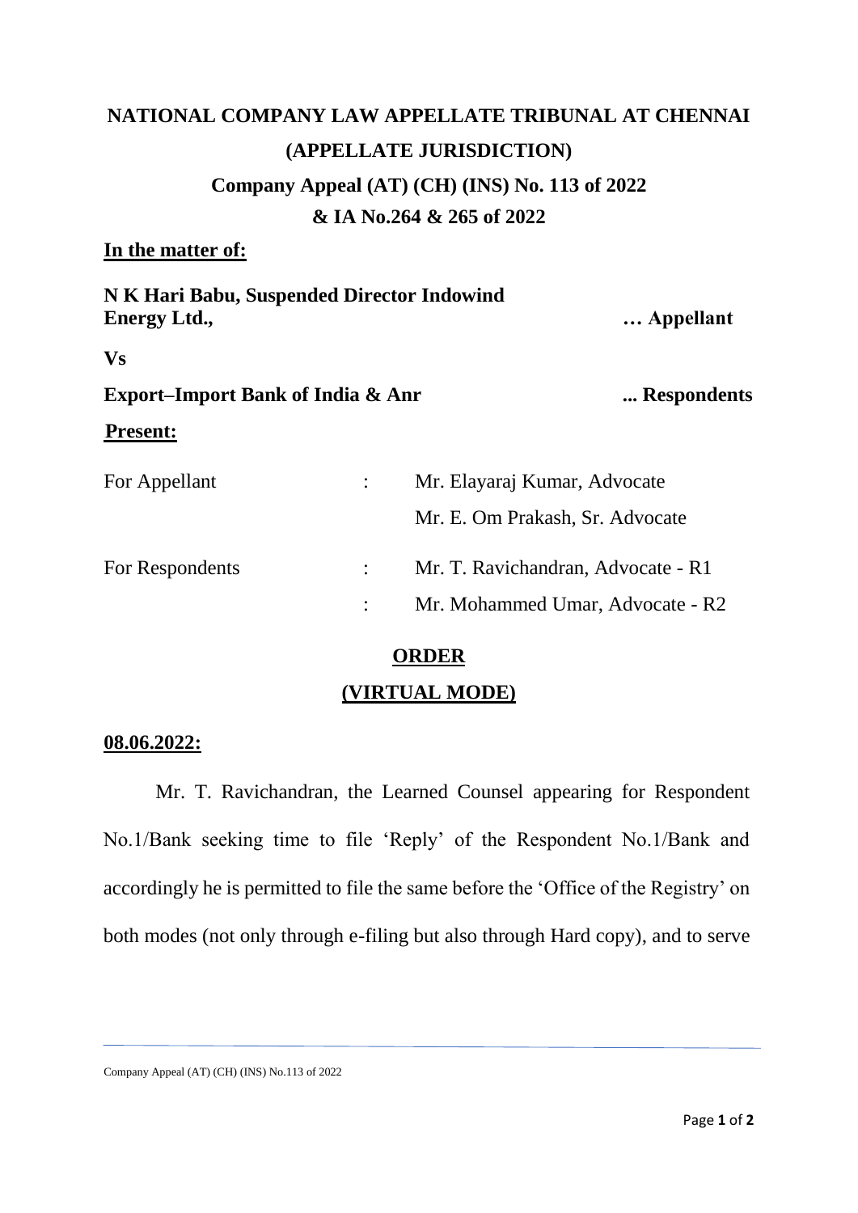# NATIONAL COMPANY LAW APPELLATE TRIBUNAL AT CHENNAI

## (APPELLATE JURISDICTION)

### Company Appeal (AT) (CH) (INS) No. 113 of 2022

### & IA No.264 & 265 of 2022

**In the matter of:**

**N K Hari Babu, Suspended Director Indowind Energy Ltd.,** **… Appellant**

**Vs**

**Export–Import Bank of India & Anr** **... Respondents**

**Present:**

| | | |
|---|---|---|
| For Appellant | : | Mr. Elayaraj Kumar, Advocate |
| | | Mr. E. Om Prakash, Sr. Advocate |
| For Respondents | : | Mr. T. Ravichandran, Advocate - R1 |
| | : | Mr. Mohammed Umar, Advocate - R2 |

**ORDER**

**(VIRTUAL MODE)**

**08.06.2022:**

Mr. T. Ravichandran, the Learned Counsel appearing for Respondent No.1/Bank seeking time to file 'Reply' of the Respondent No.1/Bank and accordingly he is permitted to file the same before the 'Office of the Registry' on both modes (not only through e-filing but also through Hard copy), and to serve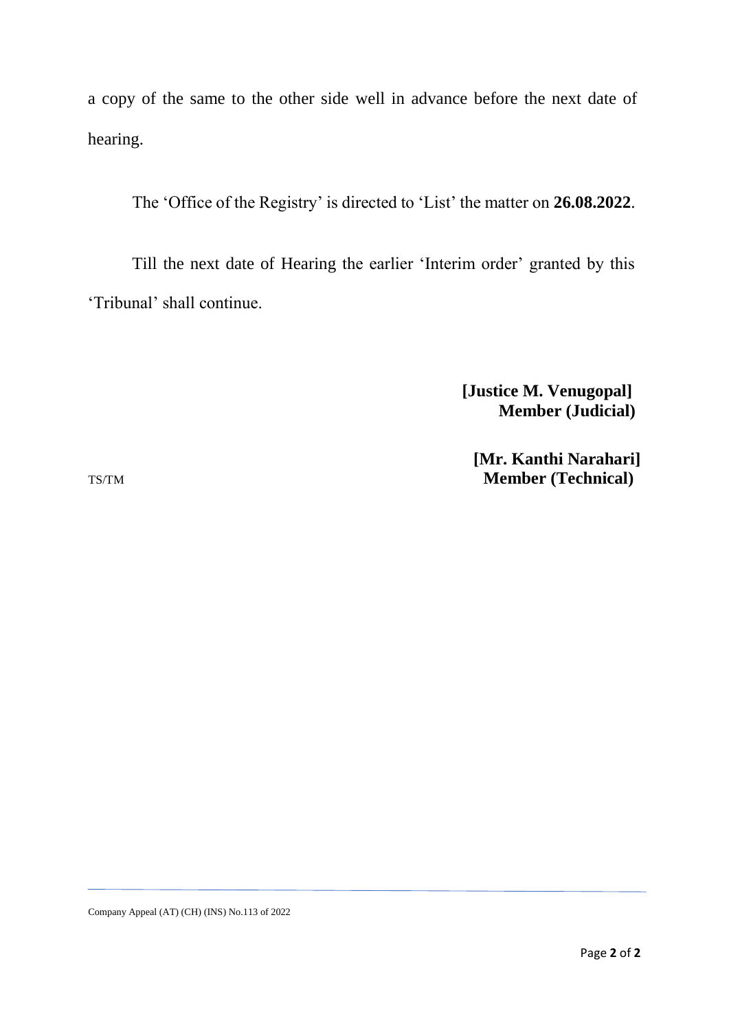a copy of the same to the other side well in advance before the next date of hearing.

The 'Office of the Registry' is directed to 'List' the matter on **26.08.2022**.

Till the next date of Hearing the earlier 'Interim order' granted by this 'Tribunal' shall continue.

**[Justice M. Venugopal]**
**Member (Judicial)**

**[Mr. Kanthi Narahari]**
**Member (Technical)**

TS/TM

Company Appeal (AT) (CH) (INS) No.113 of 2022